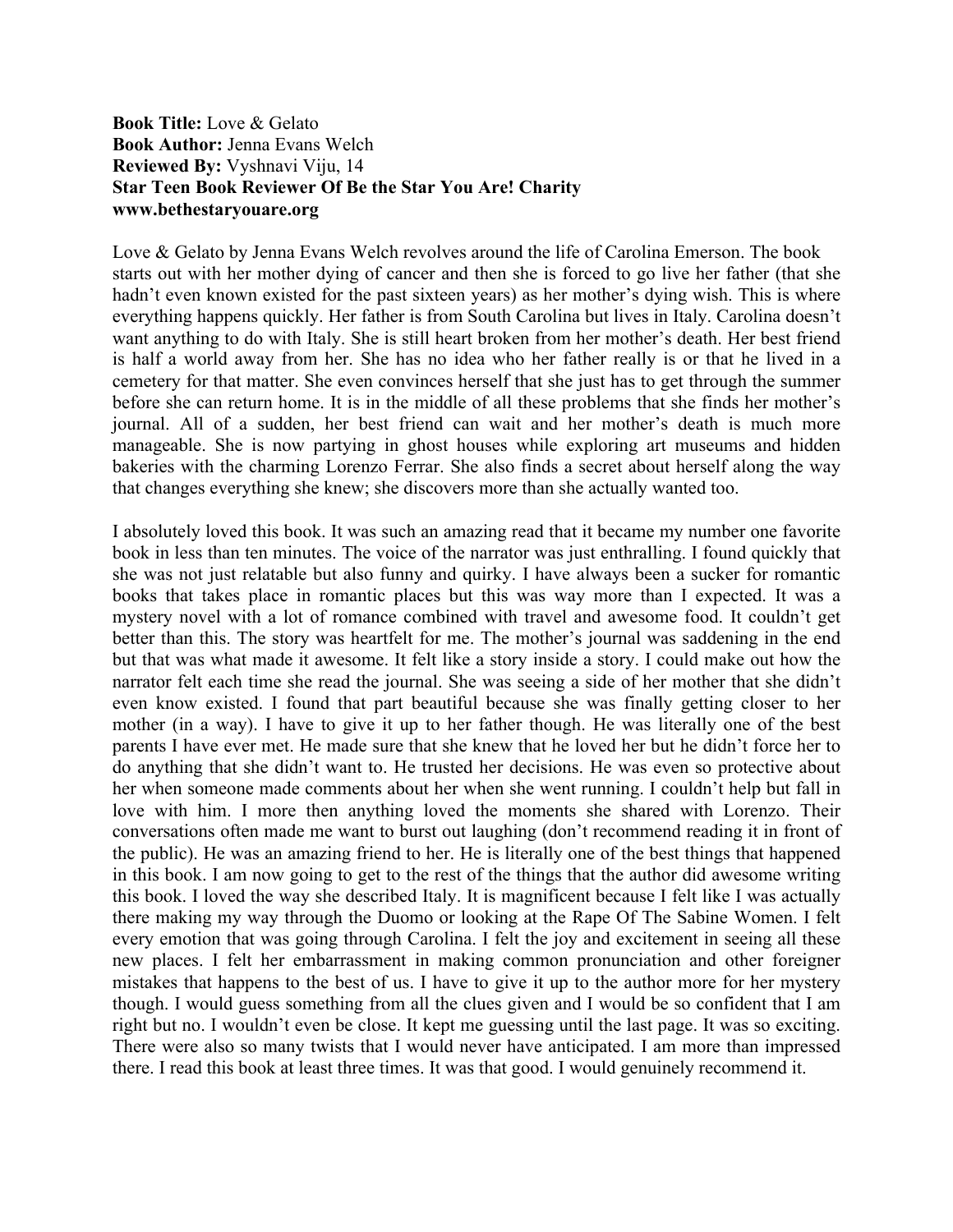**Book Title:** Love & Gelato
**Book Author:** Jenna Evans Welch
**Reviewed By:** Vyshnavi Viju, 14
**Star Teen Book Reviewer Of Be the Star You Are! Charity**
**www.bethestaryouare.org**

Love & Gelato by Jenna Evans Welch revolves around the life of Carolina Emerson. The book starts out with her mother dying of cancer and then she is forced to go live her father (that she hadn't even known existed for the past sixteen years) as her mother's dying wish. This is where everything happens quickly. Her father is from South Carolina but lives in Italy. Carolina doesn't want anything to do with Italy. She is still heart broken from her mother's death. Her best friend is half a world away from her. She has no idea who her father really is or that he lived in a cemetery for that matter. She even convinces herself that she just has to get through the summer before she can return home. It is in the middle of all these problems that she finds her mother's journal. All of a sudden, her best friend can wait and her mother's death is much more manageable. She is now partying in ghost houses while exploring art museums and hidden bakeries with the charming Lorenzo Ferrar. She also finds a secret about herself along the way that changes everything she knew; she discovers more than she actually wanted too.

I absolutely loved this book. It was such an amazing read that it became my number one favorite book in less than ten minutes. The voice of the narrator was just enthralling. I found quickly that she was not just relatable but also funny and quirky. I have always been a sucker for romantic books that takes place in romantic places but this was way more than I expected. It was a mystery novel with a lot of romance combined with travel and awesome food. It couldn't get better than this. The story was heartfelt for me. The mother's journal was saddening in the end but that was what made it awesome. It felt like a story inside a story. I could make out how the narrator felt each time she read the journal. She was seeing a side of her mother that she didn't even know existed. I found that part beautiful because she was finally getting closer to her mother (in a way). I have to give it up to her father though. He was literally one of the best parents I have ever met. He made sure that she knew that he loved her but he didn't force her to do anything that she didn't want to. He trusted her decisions. He was even so protective about her when someone made comments about her when she went running. I couldn't help but fall in love with him. I more then anything loved the moments she shared with Lorenzo. Their conversations often made me want to burst out laughing (don't recommend reading it in front of the public). He was an amazing friend to her. He is literally one of the best things that happened in this book. I am now going to get to the rest of the things that the author did awesome writing this book. I loved the way she described Italy. It is magnificent because I felt like I was actually there making my way through the Duomo or looking at the Rape Of The Sabine Women. I felt every emotion that was going through Carolina. I felt the joy and excitement in seeing all these new places. I felt her embarrassment in making common pronunciation and other foreigner mistakes that happens to the best of us. I have to give it up to the author more for her mystery though. I would guess something from all the clues given and I would be so confident that I am right but no. I wouldn't even be close. It kept me guessing until the last page. It was so exciting. There were also so many twists that I would never have anticipated. I am more than impressed there. I read this book at least three times. It was that good. I would genuinely recommend it.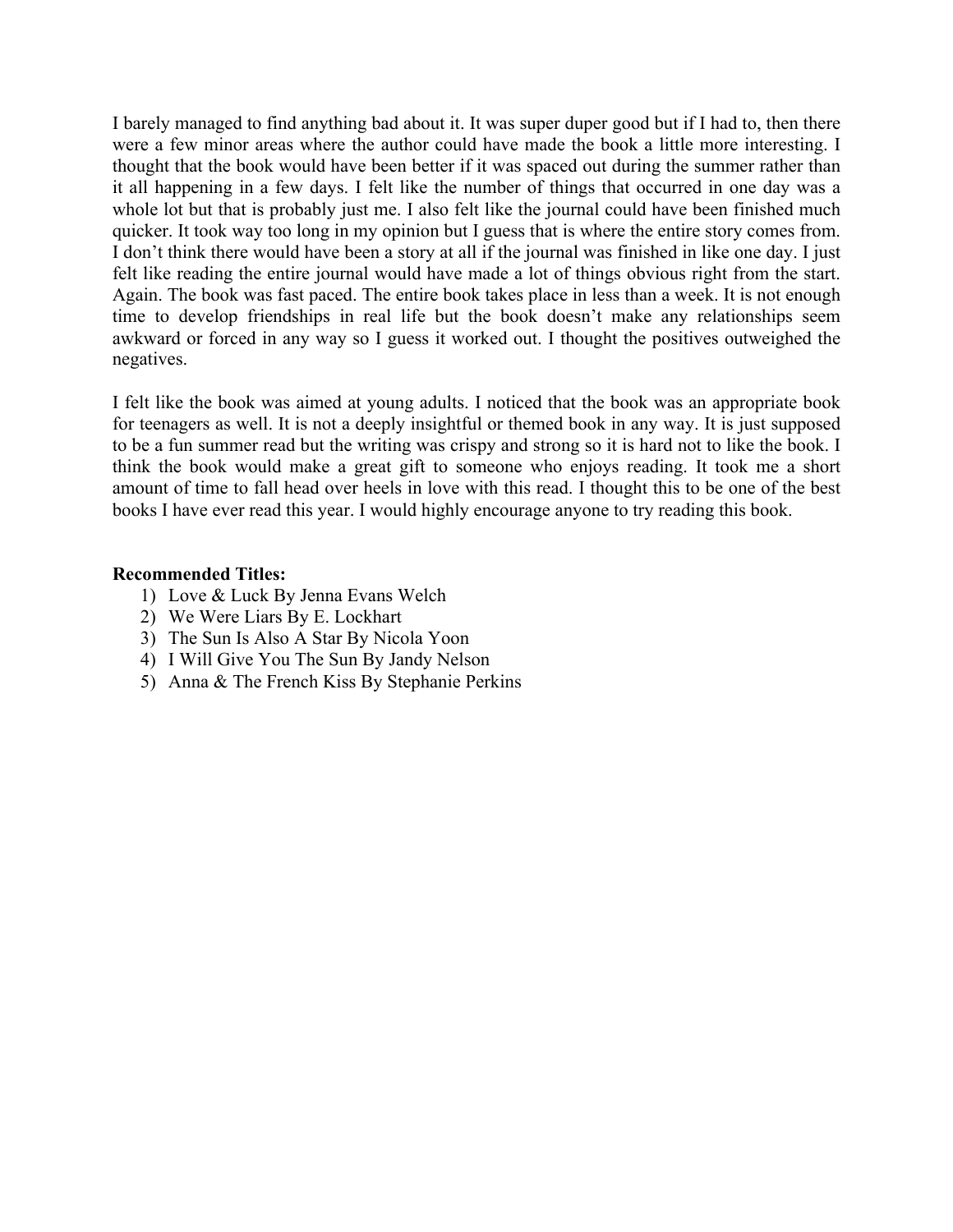I barely managed to find anything bad about it. It was super duper good but if I had to, then there were a few minor areas where the author could have made the book a little more interesting. I thought that the book would have been better if it was spaced out during the summer rather than it all happening in a few days. I felt like the number of things that occurred in one day was a whole lot but that is probably just me. I also felt like the journal could have been finished much quicker. It took way too long in my opinion but I guess that is where the entire story comes from. I don't think there would have been a story at all if the journal was finished in like one day. I just felt like reading the entire journal would have made a lot of things obvious right from the start. Again. The book was fast paced. The entire book takes place in less than a week. It is not enough time to develop friendships in real life but the book doesn't make any relationships seem awkward or forced in any way so I guess it worked out. I thought the positives outweighed the negatives.

I felt like the book was aimed at young adults. I noticed that the book was an appropriate book for teenagers as well. It is not a deeply insightful or themed book in any way. It is just supposed to be a fun summer read but the writing was crispy and strong so it is hard not to like the book. I think the book would make a great gift to someone who enjoys reading. It took me a short amount of time to fall head over heels in love with this read. I thought this to be one of the best books I have ever read this year. I would highly encourage anyone to try reading this book.

**Recommended Titles:**

1) Love & Luck By Jenna Evans Welch
2) We Were Liars By E. Lockhart
3) The Sun Is Also A Star By Nicola Yoon
4) I Will Give You The Sun By Jandy Nelson
5) Anna & The French Kiss By Stephanie Perkins